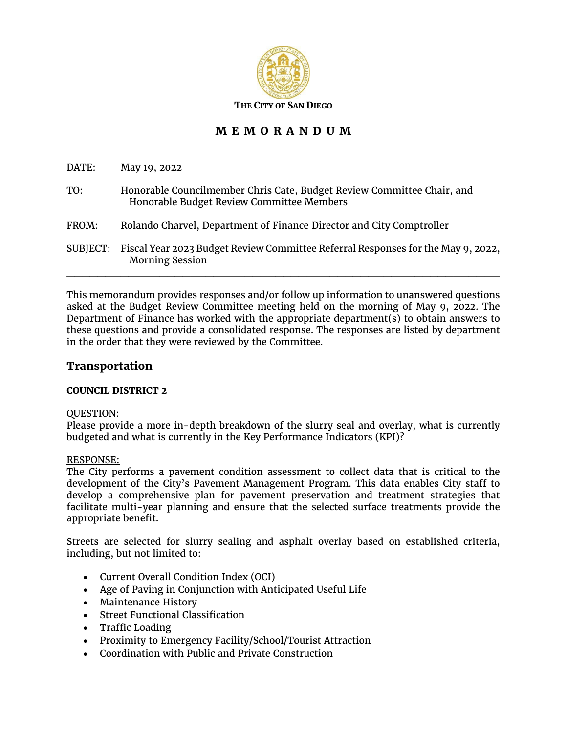**THE CITY OF SAN DIEGO**

# M E M O R A N D U M

DATE: May 19, 2022

TO: Honorable Councilmember Chris Cate, Budget Review Committee Chair, and Honorable Budget Review Committee Members

FROM: Rolando Charvel, Department of Finance Director and City Comptroller

SUBJECT: Fiscal Year 2023 Budget Review Committee Referral Responses for the May 9, 2022, Morning Session

---

This memorandum provides responses and/or follow up information to unanswered questions asked at the Budget Review Committee meeting held on the morning of May 9, 2022. The Department of Finance has worked with the appropriate department(s) to obtain answers to these questions and provide a consolidated response. The responses are listed by department in the order that they were reviewed by the Committee.

## Transportation

### COUNCIL DISTRICT 2

QUESTION:
Please provide a more in-depth breakdown of the slurry seal and overlay, what is currently budgeted and what is currently in the Key Performance Indicators (KPI)?

RESPONSE:
The City performs a pavement condition assessment to collect data that is critical to the development of the City's Pavement Management Program. This data enables City staff to develop a comprehensive plan for pavement preservation and treatment strategies that facilitate multi-year planning and ensure that the selected surface treatments provide the appropriate benefit.

Streets are selected for slurry sealing and asphalt overlay based on established criteria, including, but not limited to:

- Current Overall Condition Index (OCI)
- Age of Paving in Conjunction with Anticipated Useful Life
- Maintenance History
- Street Functional Classification
- Traffic Loading
- Proximity to Emergency Facility/School/Tourist Attraction
- Coordination with Public and Private Construction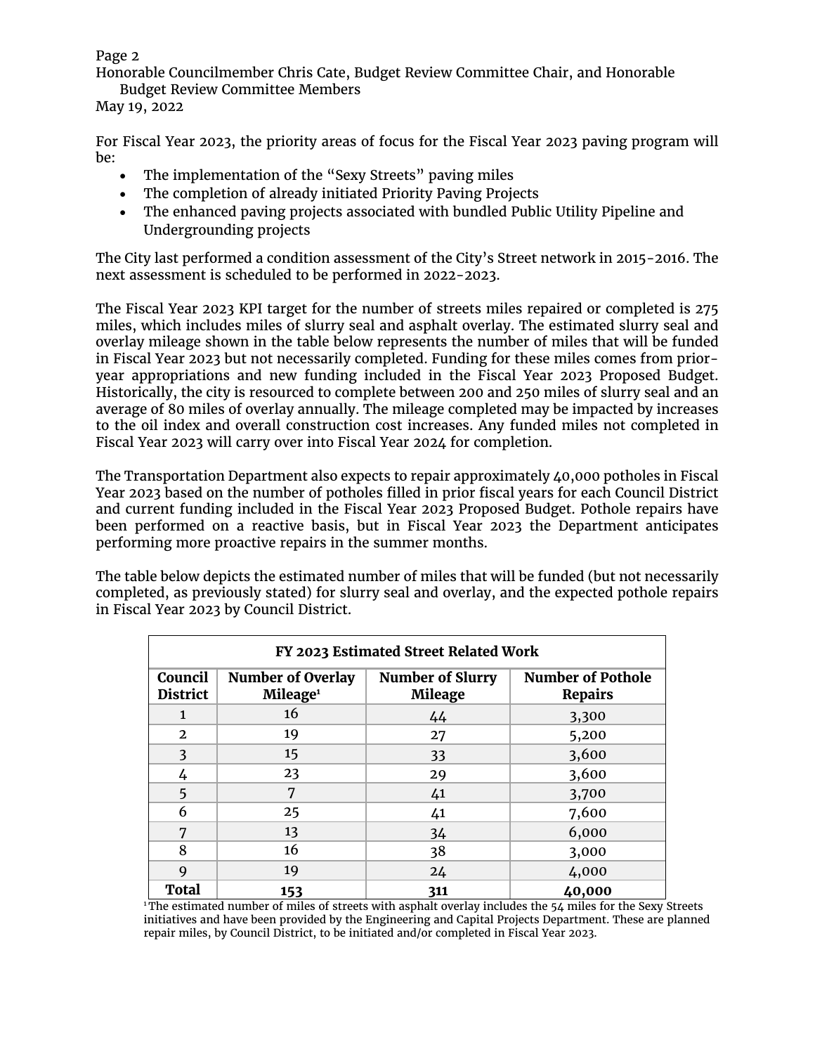For Fiscal Year 2023, the priority areas of focus for the Fiscal Year 2023 paving program will be:

- The implementation of the "Sexy Streets" paving miles
- The completion of already initiated Priority Paving Projects
- The enhanced paving projects associated with bundled Public Utility Pipeline and Undergrounding projects

The City last performed a condition assessment of the City's Street network in 2015-2016. The next assessment is scheduled to be performed in 2022-2023.

The Fiscal Year 2023 KPI target for the number of streets miles repaired or completed is 275 miles, which includes miles of slurry seal and asphalt overlay. The estimated slurry seal and overlay mileage shown in the table below represents the number of miles that will be funded in Fiscal Year 2023 but not necessarily completed. Funding for these miles comes from prior-year appropriations and new funding included in the Fiscal Year 2023 Proposed Budget. Historically, the city is resourced to complete between 200 and 250 miles of slurry seal and an average of 80 miles of overlay annually. The mileage completed may be impacted by increases to the oil index and overall construction cost increases. Any funded miles not completed in Fiscal Year 2023 will carry over into Fiscal Year 2024 for completion.

The Transportation Department also expects to repair approximately 40,000 potholes in Fiscal Year 2023 based on the number of potholes filled in prior fiscal years for each Council District and current funding included in the Fiscal Year 2023 Proposed Budget. Pothole repairs have been performed on a reactive basis, but in Fiscal Year 2023 the Department anticipates performing more proactive repairs in the summer months.

The table below depicts the estimated number of miles that will be funded (but not necessarily completed, as previously stated) for slurry seal and overlay, and the expected pothole repairs in Fiscal Year 2023 by Council District.

**FY 2023 Estimated Street Related Work**

| Council District | Number of Overlay Mileage[1] | Number of Slurry Mileage | Number of Pothole Repairs |
|---|---|---|---|
| 1 | 16 | 44 | 3,300 |
| 2 | 19 | 27 | 5,200 |
| 3 | 15 | 33 | 3,600 |
| 4 | 23 | 29 | 3,600 |
| 5 | 7 | 41 | 3,700 |
| 6 | 25 | 41 | 7,600 |
| 7 | 13 | 34 | 6,000 |
| 8 | 16 | 38 | 3,000 |
| 9 | 19 | 24 | 4,000 |
| **Total** | **153** | **311** | **40,000** |

[1] The estimated number of miles of streets with asphalt overlay includes the 54 miles for the Sexy Streets initiatives and have been provided by the Engineering and Capital Projects Department. These are planned repair miles, by Council District, to be initiated and/or completed in Fiscal Year 2023.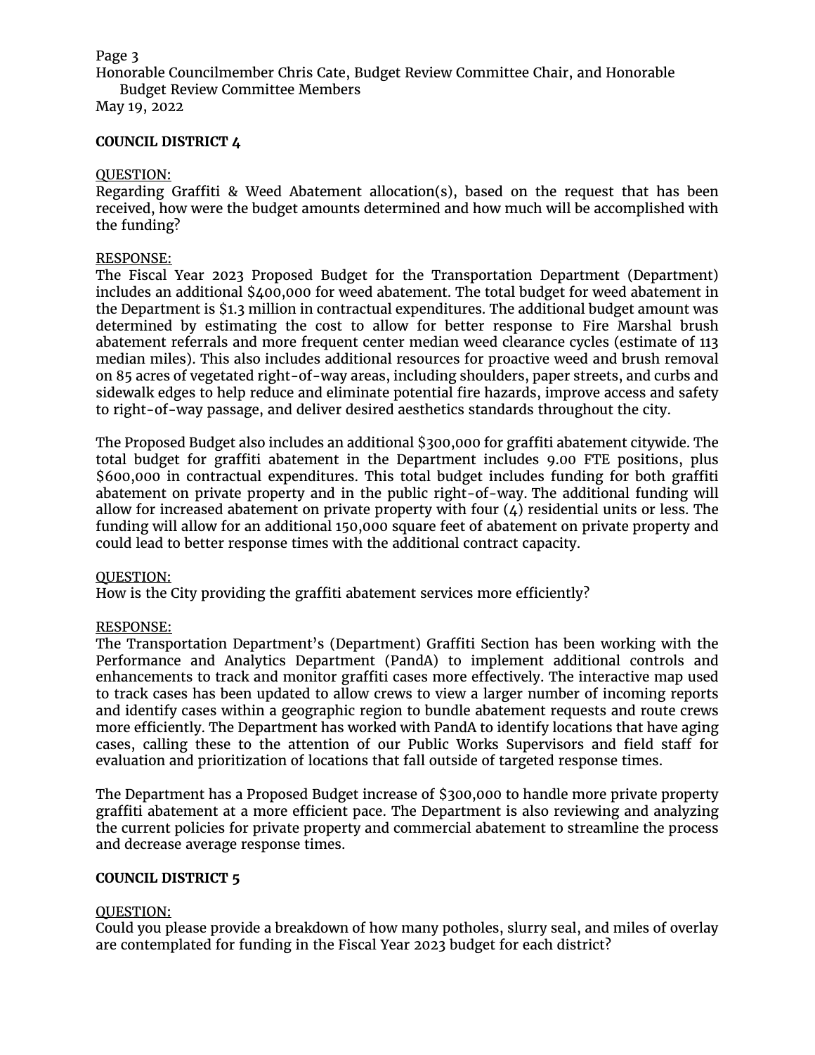**COUNCIL DISTRICT 4**

QUESTION:
Regarding Graffiti & Weed Abatement allocation(s), based on the request that has been received, how were the budget amounts determined and how much will be accomplished with the funding?

RESPONSE:
The Fiscal Year 2023 Proposed Budget for the Transportation Department (Department) includes an additional $400,000 for weed abatement. The total budget for weed abatement in the Department is $1.3 million in contractual expenditures. The additional budget amount was determined by estimating the cost to allow for better response to Fire Marshal brush abatement referrals and more frequent center median weed clearance cycles (estimate of 113 median miles). This also includes additional resources for proactive weed and brush removal on 85 acres of vegetated right-of-way areas, including shoulders, paper streets, and curbs and sidewalk edges to help reduce and eliminate potential fire hazards, improve access and safety to right-of-way passage, and deliver desired aesthetics standards throughout the city.

The Proposed Budget also includes an additional $300,000 for graffiti abatement citywide. The total budget for graffiti abatement in the Department includes 9.00 FTE positions, plus $600,000 in contractual expenditures. This total budget includes funding for both graffiti abatement on private property and in the public right-of-way. The additional funding will allow for increased abatement on private property with four (4) residential units or less. The funding will allow for an additional 150,000 square feet of abatement on private property and could lead to better response times with the additional contract capacity.

QUESTION:
How is the City providing the graffiti abatement services more efficiently?

RESPONSE:
The Transportation Department's (Department) Graffiti Section has been working with the Performance and Analytics Department (PandA) to implement additional controls and enhancements to track and monitor graffiti cases more effectively. The interactive map used to track cases has been updated to allow crews to view a larger number of incoming reports and identify cases within a geographic region to bundle abatement requests and route crews more efficiently. The Department has worked with PandA to identify locations that have aging cases, calling these to the attention of our Public Works Supervisors and field staff for evaluation and prioritization of locations that fall outside of targeted response times.

The Department has a Proposed Budget increase of $300,000 to handle more private property graffiti abatement at a more efficient pace. The Department is also reviewing and analyzing the current policies for private property and commercial abatement to streamline the process and decrease average response times.

**COUNCIL DISTRICT 5**

QUESTION:
Could you please provide a breakdown of how many potholes, slurry seal, and miles of overlay are contemplated for funding in the Fiscal Year 2023 budget for each district?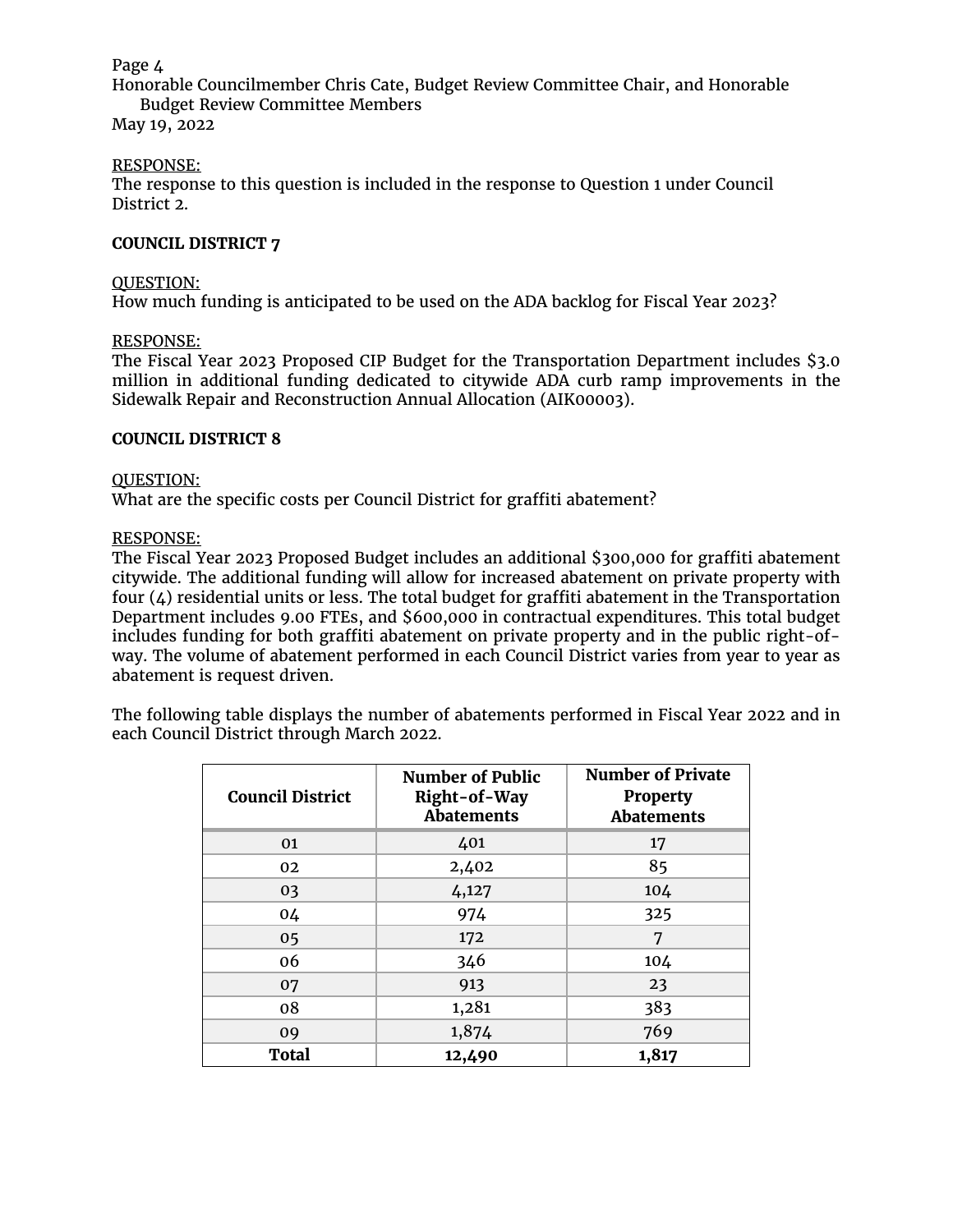RESPONSE:
The response to this question is included in the response to Question 1 under Council District 2.

**COUNCIL DISTRICT 7**

QUESTION:
How much funding is anticipated to be used on the ADA backlog for Fiscal Year 2023?

RESPONSE:
The Fiscal Year 2023 Proposed CIP Budget for the Transportation Department includes $3.0 million in additional funding dedicated to citywide ADA curb ramp improvements in the Sidewalk Repair and Reconstruction Annual Allocation (AIK00003).

**COUNCIL DISTRICT 8**

QUESTION:
What are the specific costs per Council District for graffiti abatement?

RESPONSE:
The Fiscal Year 2023 Proposed Budget includes an additional $300,000 for graffiti abatement citywide. The additional funding will allow for increased abatement on private property with four (4) residential units or less. The total budget for graffiti abatement in the Transportation Department includes 9.00 FTEs, and $600,000 in contractual expenditures. This total budget includes funding for both graffiti abatement on private property and in the public right-of-way. The volume of abatement performed in each Council District varies from year to year as abatement is request driven.

The following table displays the number of abatements performed in Fiscal Year 2022 and in each Council District through March 2022.

| Council District | Number of Public Right-of-Way Abatements | Number of Private Property Abatements |
|---|---|---|
| 01 | 401 | 17 |
| 02 | 2,402 | 85 |
| 03 | 4,127 | 104 |
| 04 | 974 | 325 |
| 05 | 172 | 7 |
| 06 | 346 | 104 |
| 07 | 913 | 23 |
| 08 | 1,281 | 383 |
| 09 | 1,874 | 769 |
| **Total** | **12,490** | **1,817** |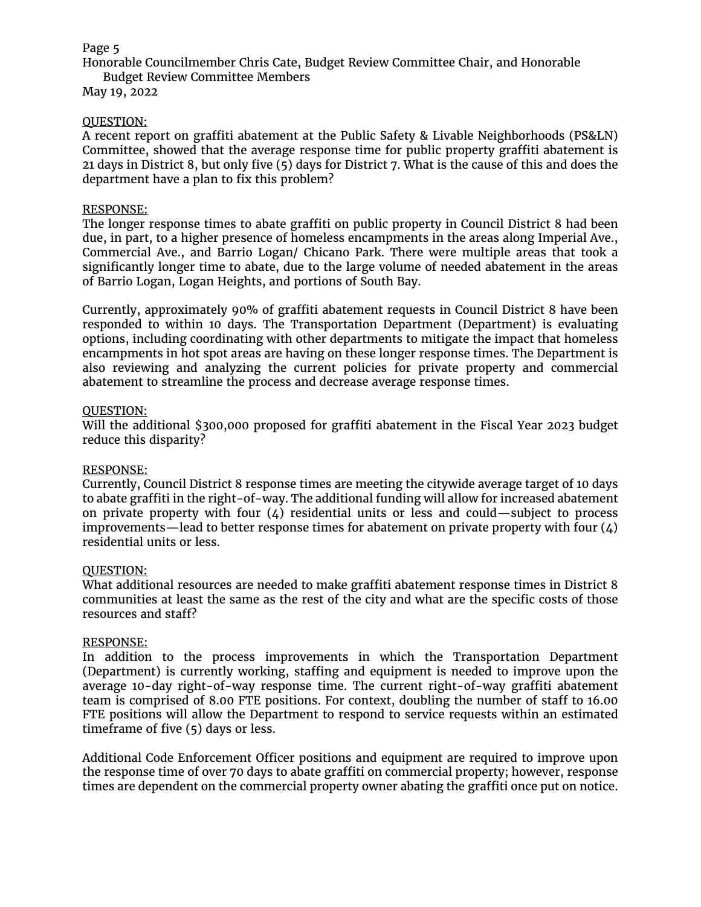QUESTION:

A recent report on graffiti abatement at the Public Safety & Livable Neighborhoods (PS&LN) Committee, showed that the average response time for public property graffiti abatement is 21 days in District 8, but only five (5) days for District 7. What is the cause of this and does the department have a plan to fix this problem?

RESPONSE:

The longer response times to abate graffiti on public property in Council District 8 had been due, in part, to a higher presence of homeless encampments in the areas along Imperial Ave., Commercial Ave., and Barrio Logan/ Chicano Park. There were multiple areas that took a significantly longer time to abate, due to the large volume of needed abatement in the areas of Barrio Logan, Logan Heights, and portions of South Bay.

Currently, approximately 90% of graffiti abatement requests in Council District 8 have been responded to within 10 days. The Transportation Department (Department) is evaluating options, including coordinating with other departments to mitigate the impact that homeless encampments in hot spot areas are having on these longer response times. The Department is also reviewing and analyzing the current policies for private property and commercial abatement to streamline the process and decrease average response times.

QUESTION:

Will the additional $300,000 proposed for graffiti abatement in the Fiscal Year 2023 budget reduce this disparity?

RESPONSE:

Currently, Council District 8 response times are meeting the citywide average target of 10 days to abate graffiti in the right-of-way. The additional funding will allow for increased abatement on private property with four (4) residential units or less and could—subject to process improvements—lead to better response times for abatement on private property with four (4) residential units or less.

QUESTION:

What additional resources are needed to make graffiti abatement response times in District 8 communities at least the same as the rest of the city and what are the specific costs of those resources and staff?

RESPONSE:

In addition to the process improvements in which the Transportation Department (Department) is currently working, staffing and equipment is needed to improve upon the average 10-day right-of-way response time. The current right-of-way graffiti abatement team is comprised of 8.00 FTE positions. For context, doubling the number of staff to 16.00 FTE positions will allow the Department to respond to service requests within an estimated timeframe of five (5) days or less.

Additional Code Enforcement Officer positions and equipment are required to improve upon the response time of over 70 days to abate graffiti on commercial property; however, response times are dependent on the commercial property owner abating the graffiti once put on notice.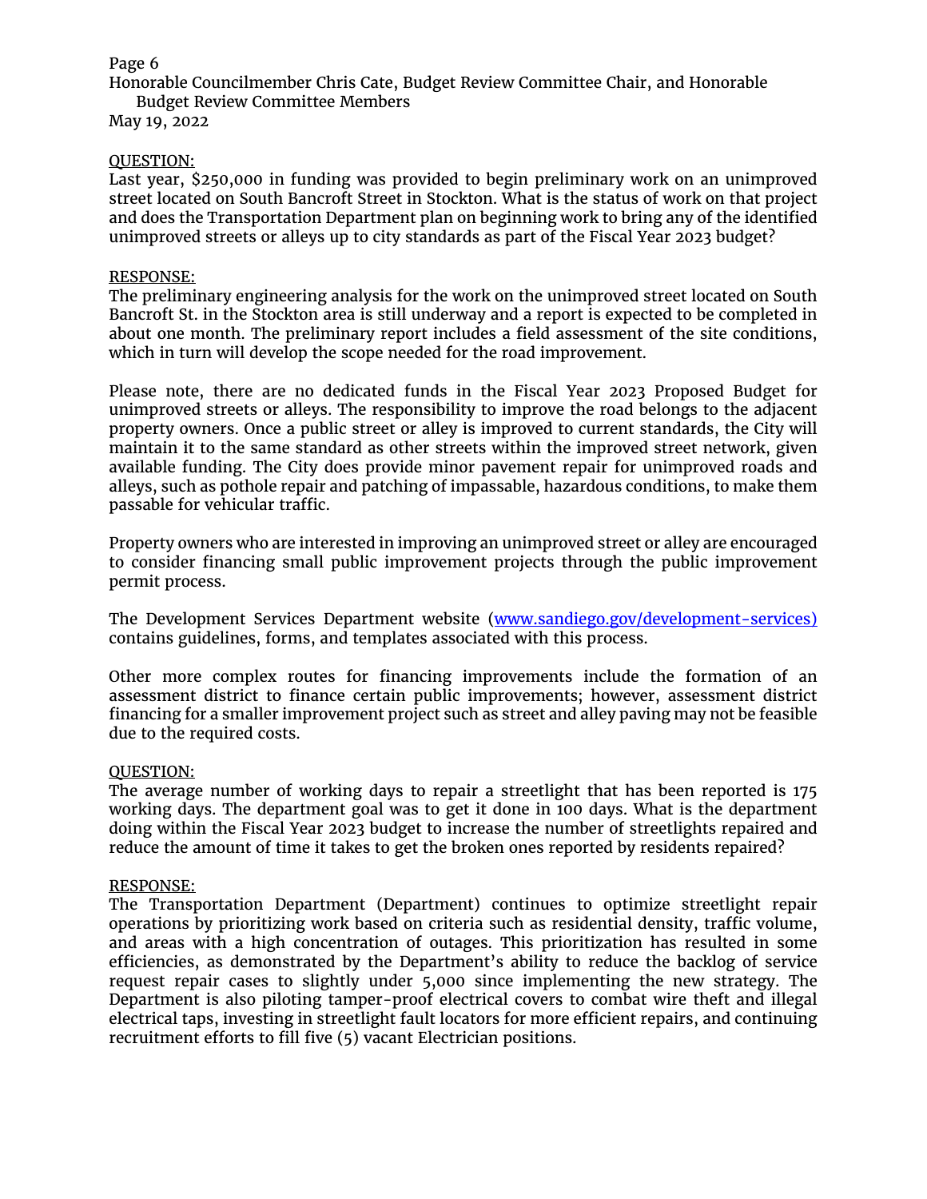QUESTION:

Last year, $250,000 in funding was provided to begin preliminary work on an unimproved street located on South Bancroft Street in Stockton. What is the status of work on that project and does the Transportation Department plan on beginning work to bring any of the identified unimproved streets or alleys up to city standards as part of the Fiscal Year 2023 budget?

RESPONSE:

The preliminary engineering analysis for the work on the unimproved street located on South Bancroft St. in the Stockton area is still underway and a report is expected to be completed in about one month. The preliminary report includes a field assessment of the site conditions, which in turn will develop the scope needed for the road improvement.

Please note, there are no dedicated funds in the Fiscal Year 2023 Proposed Budget for unimproved streets or alleys. The responsibility to improve the road belongs to the adjacent property owners. Once a public street or alley is improved to current standards, the City will maintain it to the same standard as other streets within the improved street network, given available funding. The City does provide minor pavement repair for unimproved roads and alleys, such as pothole repair and patching of impassable, hazardous conditions, to make them passable for vehicular traffic.

Property owners who are interested in improving an unimproved street or alley are encouraged to consider financing small public improvement projects through the public improvement permit process.

The Development Services Department website ([www.sandiego.gov/development-services)](www.sandiego.gov/development-services) contains guidelines, forms, and templates associated with this process.

Other more complex routes for financing improvements include the formation of an assessment district to finance certain public improvements; however, assessment district financing for a smaller improvement project such as street and alley paving may not be feasible due to the required costs.

QUESTION:

The average number of working days to repair a streetlight that has been reported is 175 working days. The department goal was to get it done in 100 days. What is the department doing within the Fiscal Year 2023 budget to increase the number of streetlights repaired and reduce the amount of time it takes to get the broken ones reported by residents repaired?

RESPONSE:

The Transportation Department (Department) continues to optimize streetlight repair operations by prioritizing work based on criteria such as residential density, traffic volume, and areas with a high concentration of outages. This prioritization has resulted in some efficiencies, as demonstrated by the Department's ability to reduce the backlog of service request repair cases to slightly under 5,000 since implementing the new strategy. The Department is also piloting tamper-proof electrical covers to combat wire theft and illegal electrical taps, investing in streetlight fault locators for more efficient repairs, and continuing recruitment efforts to fill five (5) vacant Electrician positions.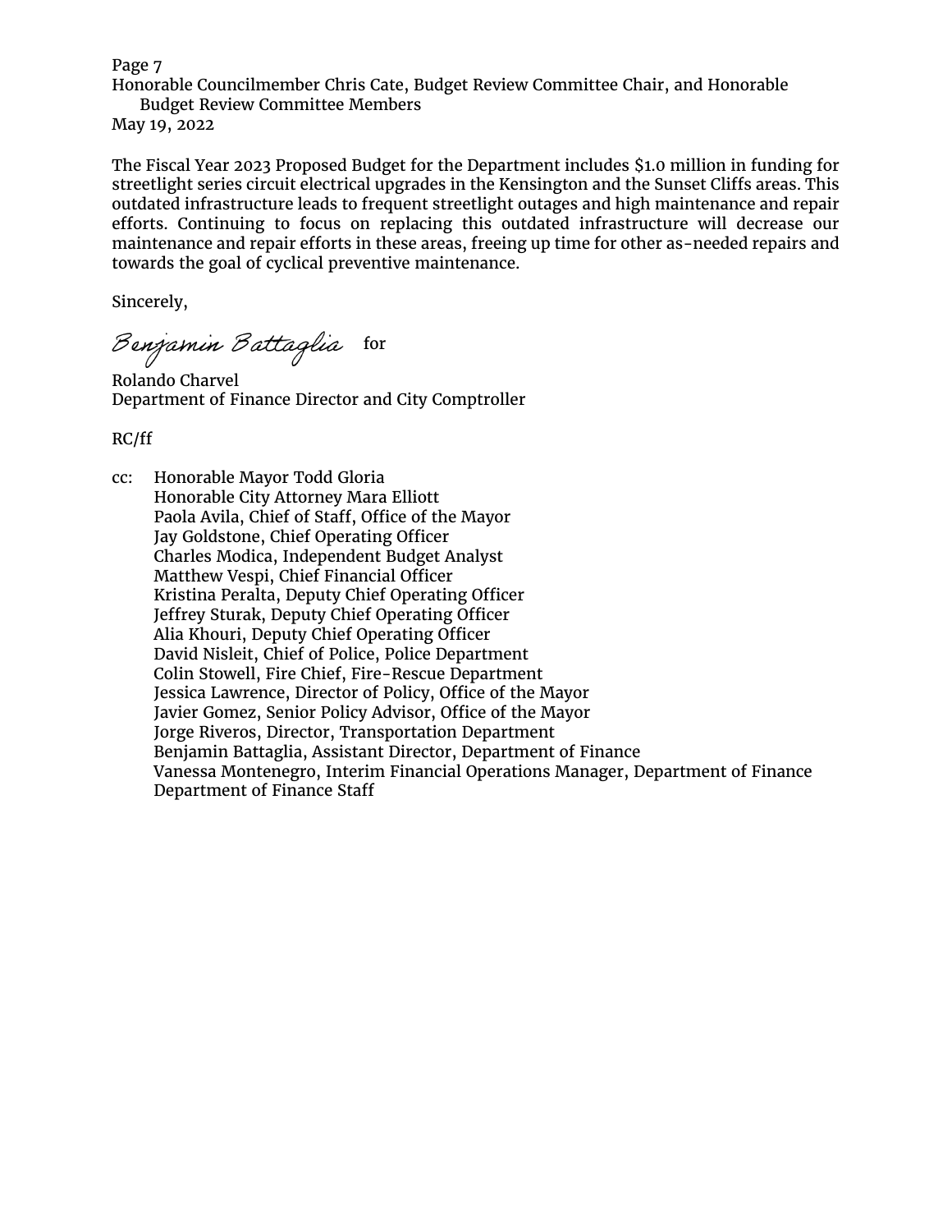The Fiscal Year 2023 Proposed Budget for the Department includes $1.0 million in funding for streetlight series circuit electrical upgrades in the Kensington and the Sunset Cliffs areas. This outdated infrastructure leads to frequent streetlight outages and high maintenance and repair efforts. Continuing to focus on replacing this outdated infrastructure will decrease our maintenance and repair efforts in these areas, freeing up time for other as-needed repairs and towards the goal of cyclical preventive maintenance.

Sincerely,

Benjamin Battaglia for

Rolando Charvel
Department of Finance Director and City Comptroller

RC/ff

cc: Honorable Mayor Todd Gloria
Honorable City Attorney Mara Elliott
Paola Avila, Chief of Staff, Office of the Mayor
Jay Goldstone, Chief Operating Officer
Charles Modica, Independent Budget Analyst
Matthew Vespi, Chief Financial Officer
Kristina Peralta, Deputy Chief Operating Officer
Jeffrey Sturak, Deputy Chief Operating Officer
Alia Khouri, Deputy Chief Operating Officer
David Nisleit, Chief of Police, Police Department
Colin Stowell, Fire Chief, Fire-Rescue Department
Jessica Lawrence, Director of Policy, Office of the Mayor
Javier Gomez, Senior Policy Advisor, Office of the Mayor
Jorge Riveros, Director, Transportation Department
Benjamin Battaglia, Assistant Director, Department of Finance
Vanessa Montenegro, Interim Financial Operations Manager, Department of Finance
Department of Finance Staff